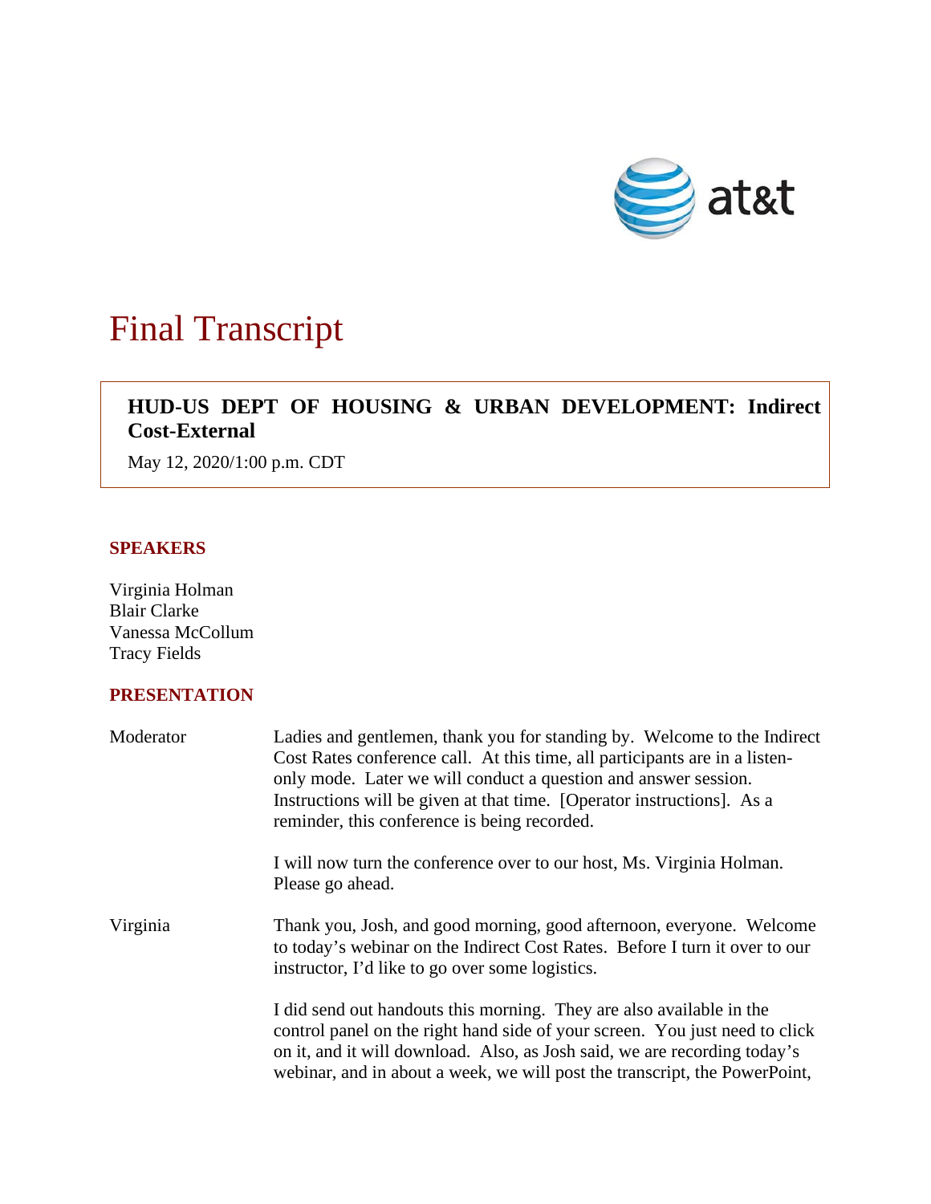# Final Transcript

**HUD-US DEPT OF HOUSING & URBAN DEVELOPMENT: Indirect Cost-External**

May 12, 2020/1:00 p.m. CDT

## SPEAKERS

Virginia Holman
Blair Clarke
Vanessa McCollum
Tracy Fields

## PRESENTATION

Moderator: Ladies and gentlemen, thank you for standing by. Welcome to the Indirect Cost Rates conference call. At this time, all participants are in a listen-only mode. Later we will conduct a question and answer session. Instructions will be given at that time. [Operator instructions]. As a reminder, this conference is being recorded.

I will now turn the conference over to our host, Ms. Virginia Holman. Please go ahead.

Virginia: Thank you, Josh, and good morning, good afternoon, everyone. Welcome to today's webinar on the Indirect Cost Rates. Before I turn it over to our instructor, I'd like to go over some logistics.

I did send out handouts this morning. They are also available in the control panel on the right hand side of your screen. You just need to click on it, and it will download. Also, as Josh said, we are recording today's webinar, and in about a week, we will post the transcript, the PowerPoint,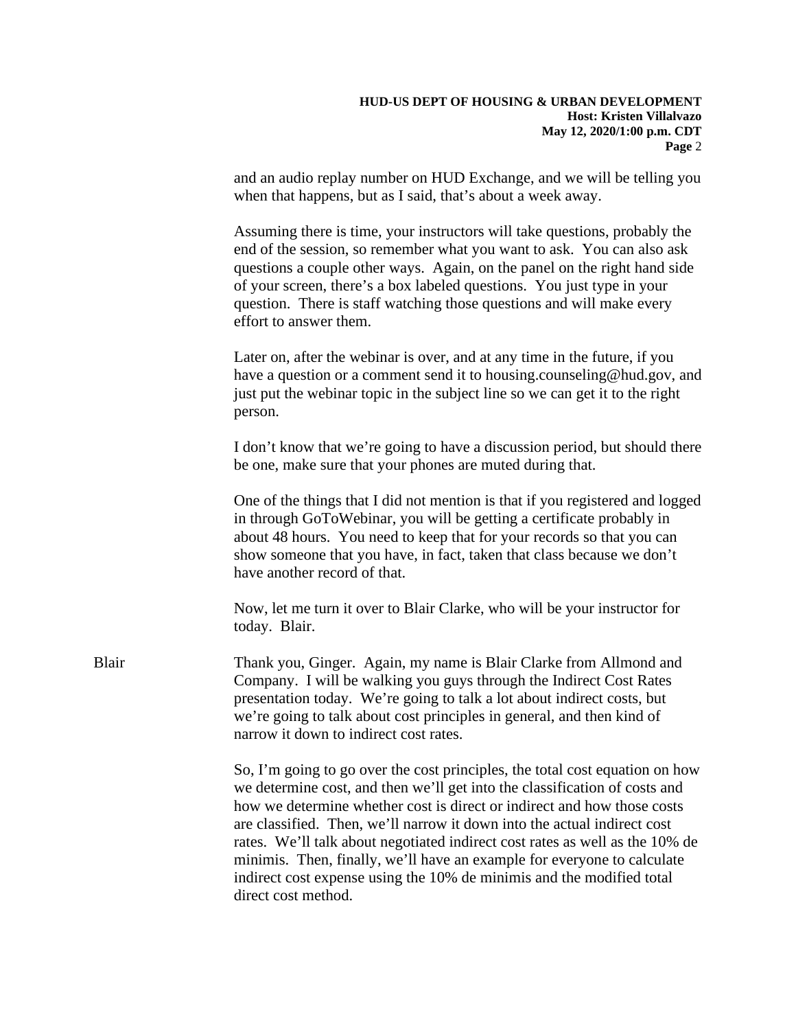and an audio replay number on HUD Exchange, and we will be telling you when that happens, but as I said, that's about a week away.

Assuming there is time, your instructors will take questions, probably the end of the session, so remember what you want to ask. You can also ask questions a couple other ways. Again, on the panel on the right hand side of your screen, there's a box labeled questions. You just type in your question. There is staff watching those questions and will make every effort to answer them.

Later on, after the webinar is over, and at any time in the future, if you have a question or a comment send it to housing.counseling@hud.gov, and just put the webinar topic in the subject line so we can get it to the right person.

I don't know that we're going to have a discussion period, but should there be one, make sure that your phones are muted during that.

One of the things that I did not mention is that if you registered and logged in through GoToWebinar, you will be getting a certificate probably in about 48 hours. You need to keep that for your records so that you can show someone that you have, in fact, taken that class because we don't have another record of that.

Now, let me turn it over to Blair Clarke, who will be your instructor for today. Blair.

Blair Thank you, Ginger. Again, my name is Blair Clarke from Allmond and Company. I will be walking you guys through the Indirect Cost Rates presentation today. We're going to talk a lot about indirect costs, but we're going to talk about cost principles in general, and then kind of narrow it down to indirect cost rates.

So, I'm going to go over the cost principles, the total cost equation on how we determine cost, and then we'll get into the classification of costs and how we determine whether cost is direct or indirect and how those costs are classified. Then, we'll narrow it down into the actual indirect cost rates. We'll talk about negotiated indirect cost rates as well as the 10% de minimis. Then, finally, we'll have an example for everyone to calculate indirect cost expense using the 10% de minimis and the modified total direct cost method.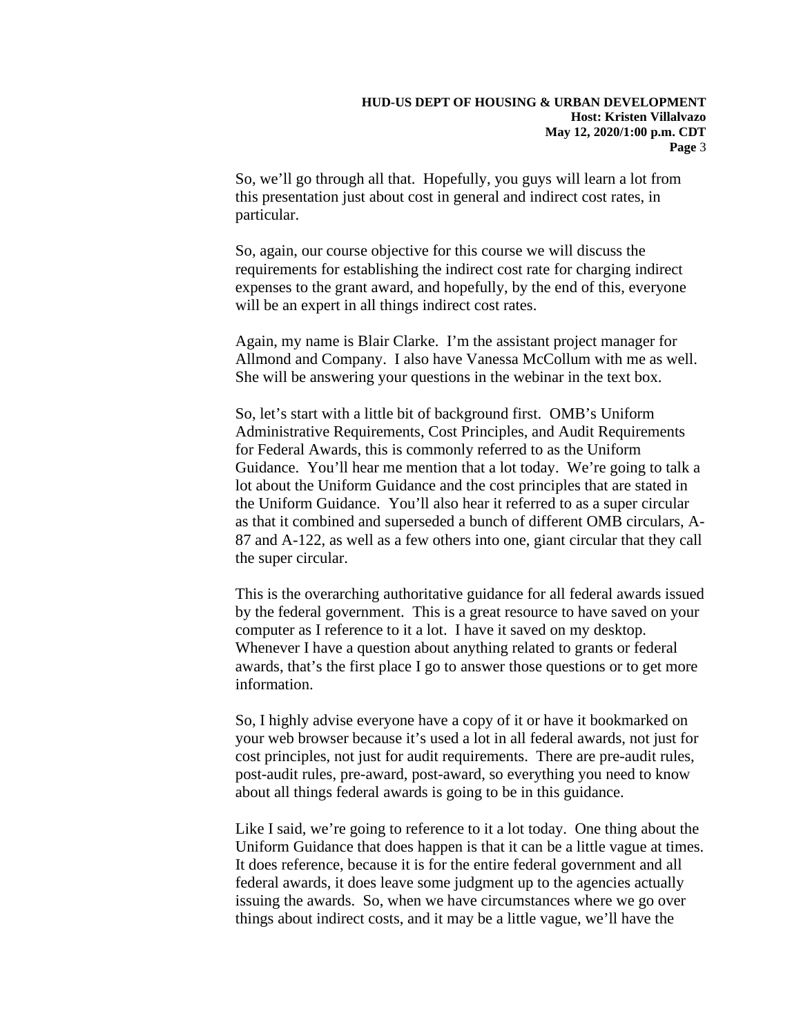So, we'll go through all that. Hopefully, you guys will learn a lot from this presentation just about cost in general and indirect cost rates, in particular.

So, again, our course objective for this course we will discuss the requirements for establishing the indirect cost rate for charging indirect expenses to the grant award, and hopefully, by the end of this, everyone will be an expert in all things indirect cost rates.

Again, my name is Blair Clarke. I'm the assistant project manager for Allmond and Company. I also have Vanessa McCollum with me as well. She will be answering your questions in the webinar in the text box.

So, let's start with a little bit of background first. OMB's Uniform Administrative Requirements, Cost Principles, and Audit Requirements for Federal Awards, this is commonly referred to as the Uniform Guidance. You'll hear me mention that a lot today. We're going to talk a lot about the Uniform Guidance and the cost principles that are stated in the Uniform Guidance. You'll also hear it referred to as a super circular as that it combined and superseded a bunch of different OMB circulars, A-87 and A-122, as well as a few others into one, giant circular that they call the super circular.

This is the overarching authoritative guidance for all federal awards issued by the federal government. This is a great resource to have saved on your computer as I reference to it a lot. I have it saved on my desktop. Whenever I have a question about anything related to grants or federal awards, that's the first place I go to answer those questions or to get more information.

So, I highly advise everyone have a copy of it or have it bookmarked on your web browser because it's used a lot in all federal awards, not just for cost principles, not just for audit requirements. There are pre-audit rules, post-audit rules, pre-award, post-award, so everything you need to know about all things federal awards is going to be in this guidance.

Like I said, we're going to reference to it a lot today. One thing about the Uniform Guidance that does happen is that it can be a little vague at times. It does reference, because it is for the entire federal government and all federal awards, it does leave some judgment up to the agencies actually issuing the awards. So, when we have circumstances where we go over things about indirect costs, and it may be a little vague, we'll have the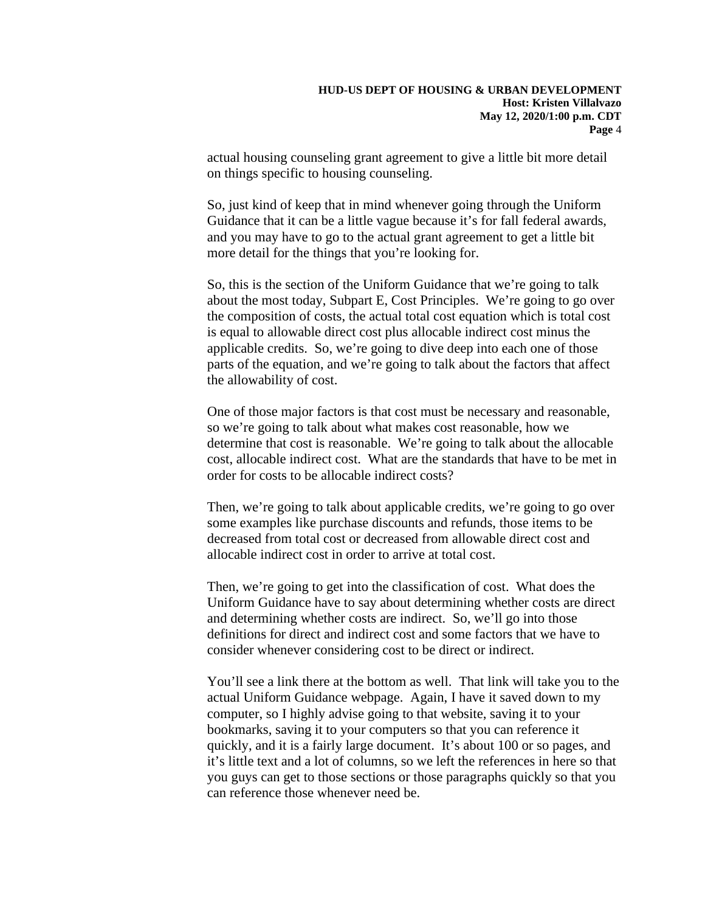actual housing counseling grant agreement to give a little bit more detail on things specific to housing counseling.

So, just kind of keep that in mind whenever going through the Uniform Guidance that it can be a little vague because it's for fall federal awards, and you may have to go to the actual grant agreement to get a little bit more detail for the things that you're looking for.

So, this is the section of the Uniform Guidance that we're going to talk about the most today, Subpart E, Cost Principles. We're going to go over the composition of costs, the actual total cost equation which is total cost is equal to allowable direct cost plus allocable indirect cost minus the applicable credits. So, we're going to dive deep into each one of those parts of the equation, and we're going to talk about the factors that affect the allowability of cost.

One of those major factors is that cost must be necessary and reasonable, so we're going to talk about what makes cost reasonable, how we determine that cost is reasonable. We're going to talk about the allocable cost, allocable indirect cost. What are the standards that have to be met in order for costs to be allocable indirect costs?

Then, we're going to talk about applicable credits, we're going to go over some examples like purchase discounts and refunds, those items to be decreased from total cost or decreased from allowable direct cost and allocable indirect cost in order to arrive at total cost.

Then, we're going to get into the classification of cost. What does the Uniform Guidance have to say about determining whether costs are direct and determining whether costs are indirect. So, we'll go into those definitions for direct and indirect cost and some factors that we have to consider whenever considering cost to be direct or indirect.

You'll see a link there at the bottom as well. That link will take you to the actual Uniform Guidance webpage. Again, I have it saved down to my computer, so I highly advise going to that website, saving it to your bookmarks, saving it to your computers so that you can reference it quickly, and it is a fairly large document. It's about 100 or so pages, and it's little text and a lot of columns, so we left the references in here so that you guys can get to those sections or those paragraphs quickly so that you can reference those whenever need be.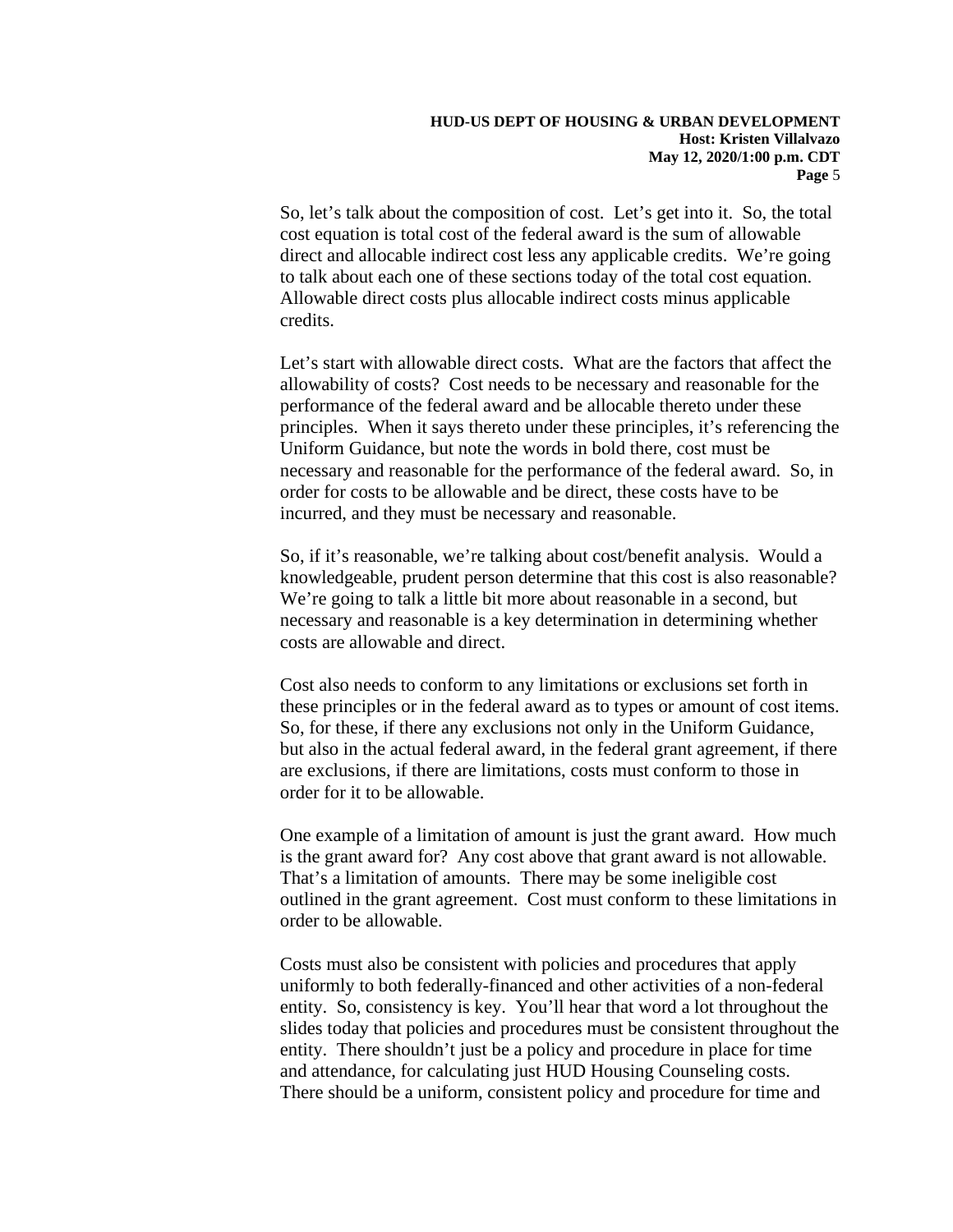So, let's talk about the composition of cost. Let's get into it. So, the total cost equation is total cost of the federal award is the sum of allowable direct and allocable indirect cost less any applicable credits. We're going to talk about each one of these sections today of the total cost equation. Allowable direct costs plus allocable indirect costs minus applicable credits.

Let's start with allowable direct costs. What are the factors that affect the allowability of costs? Cost needs to be necessary and reasonable for the performance of the federal award and be allocable thereto under these principles. When it says thereto under these principles, it's referencing the Uniform Guidance, but note the words in bold there, cost must be necessary and reasonable for the performance of the federal award. So, in order for costs to be allowable and be direct, these costs have to be incurred, and they must be necessary and reasonable.

So, if it's reasonable, we're talking about cost/benefit analysis. Would a knowledgeable, prudent person determine that this cost is also reasonable? We're going to talk a little bit more about reasonable in a second, but necessary and reasonable is a key determination in determining whether costs are allowable and direct.

Cost also needs to conform to any limitations or exclusions set forth in these principles or in the federal award as to types or amount of cost items. So, for these, if there any exclusions not only in the Uniform Guidance, but also in the actual federal award, in the federal grant agreement, if there are exclusions, if there are limitations, costs must conform to those in order for it to be allowable.

One example of a limitation of amount is just the grant award. How much is the grant award for? Any cost above that grant award is not allowable. That's a limitation of amounts. There may be some ineligible cost outlined in the grant agreement. Cost must conform to these limitations in order to be allowable.

Costs must also be consistent with policies and procedures that apply uniformly to both federally-financed and other activities of a non-federal entity. So, consistency is key. You'll hear that word a lot throughout the slides today that policies and procedures must be consistent throughout the entity. There shouldn't just be a policy and procedure in place for time and attendance, for calculating just HUD Housing Counseling costs. There should be a uniform, consistent policy and procedure for time and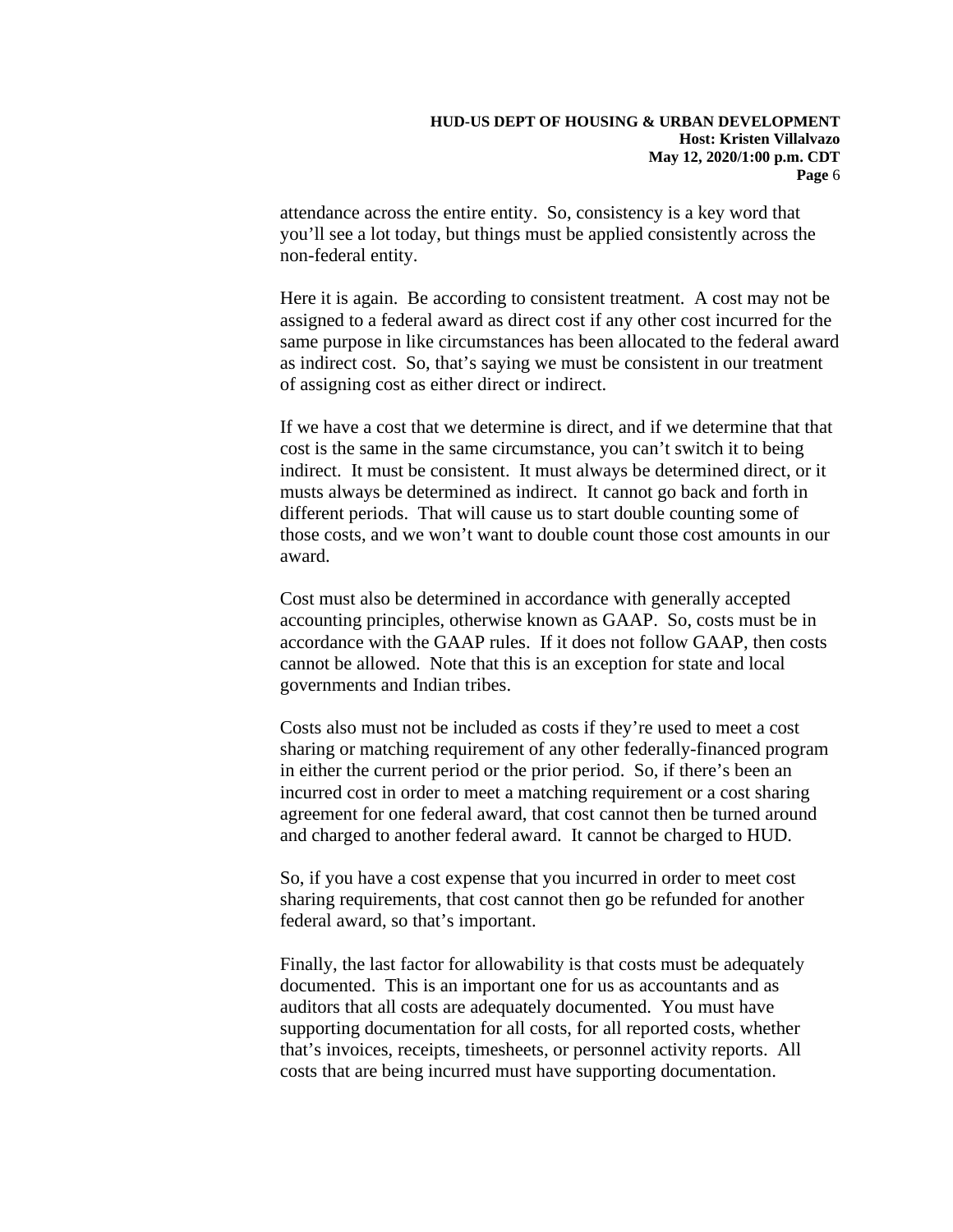attendance across the entire entity. So, consistency is a key word that you'll see a lot today, but things must be applied consistently across the non-federal entity.

Here it is again. Be according to consistent treatment. A cost may not be assigned to a federal award as direct cost if any other cost incurred for the same purpose in like circumstances has been allocated to the federal award as indirect cost. So, that's saying we must be consistent in our treatment of assigning cost as either direct or indirect.

If we have a cost that we determine is direct, and if we determine that that cost is the same in the same circumstance, you can't switch it to being indirect. It must be consistent. It must always be determined direct, or it musts always be determined as indirect. It cannot go back and forth in different periods. That will cause us to start double counting some of those costs, and we won't want to double count those cost amounts in our award.

Cost must also be determined in accordance with generally accepted accounting principles, otherwise known as GAAP. So, costs must be in accordance with the GAAP rules. If it does not follow GAAP, then costs cannot be allowed. Note that this is an exception for state and local governments and Indian tribes.

Costs also must not be included as costs if they're used to meet a cost sharing or matching requirement of any other federally-financed program in either the current period or the prior period. So, if there's been an incurred cost in order to meet a matching requirement or a cost sharing agreement for one federal award, that cost cannot then be turned around and charged to another federal award. It cannot be charged to HUD.

So, if you have a cost expense that you incurred in order to meet cost sharing requirements, that cost cannot then go be refunded for another federal award, so that's important.

Finally, the last factor for allowability is that costs must be adequately documented. This is an important one for us as accountants and as auditors that all costs are adequately documented. You must have supporting documentation for all costs, for all reported costs, whether that's invoices, receipts, timesheets, or personnel activity reports. All costs that are being incurred must have supporting documentation.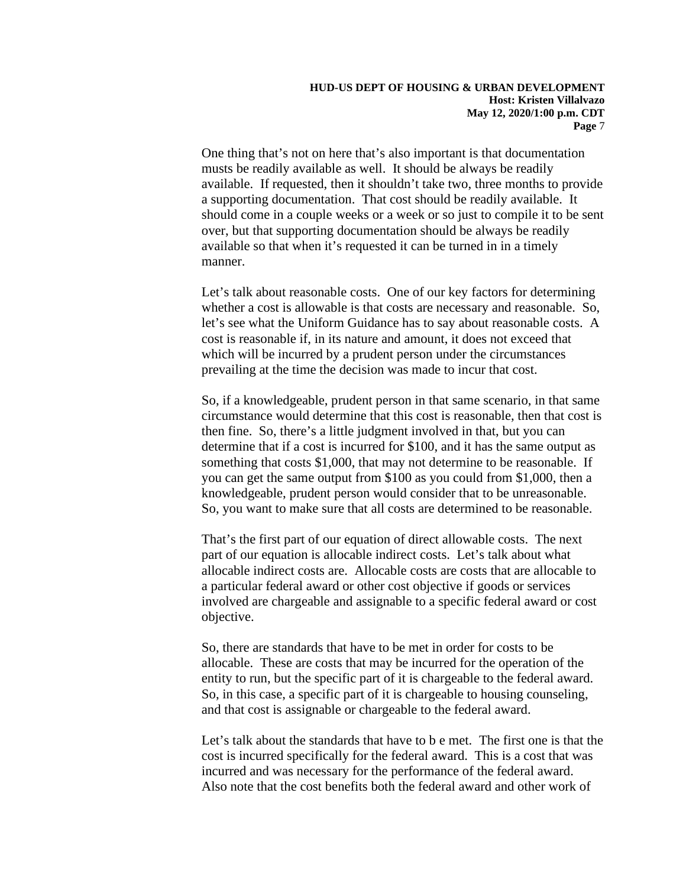One thing that's not on here that's also important is that documentation musts be readily available as well. It should be always be readily available. If requested, then it shouldn't take two, three months to provide a supporting documentation. That cost should be readily available. It should come in a couple weeks or a week or so just to compile it to be sent over, but that supporting documentation should be always be readily available so that when it's requested it can be turned in in a timely manner.

Let's talk about reasonable costs. One of our key factors for determining whether a cost is allowable is that costs are necessary and reasonable. So, let's see what the Uniform Guidance has to say about reasonable costs. A cost is reasonable if, in its nature and amount, it does not exceed that which will be incurred by a prudent person under the circumstances prevailing at the time the decision was made to incur that cost.

So, if a knowledgeable, prudent person in that same scenario, in that same circumstance would determine that this cost is reasonable, then that cost is then fine. So, there's a little judgment involved in that, but you can determine that if a cost is incurred for $100, and it has the same output as something that costs $1,000, that may not determine to be reasonable. If you can get the same output from $100 as you could from $1,000, then a knowledgeable, prudent person would consider that to be unreasonable. So, you want to make sure that all costs are determined to be reasonable.

That's the first part of our equation of direct allowable costs. The next part of our equation is allocable indirect costs. Let's talk about what allocable indirect costs are. Allocable costs are costs that are allocable to a particular federal award or other cost objective if goods or services involved are chargeable and assignable to a specific federal award or cost objective.

So, there are standards that have to be met in order for costs to be allocable. These are costs that may be incurred for the operation of the entity to run, but the specific part of it is chargeable to the federal award. So, in this case, a specific part of it is chargeable to housing counseling, and that cost is assignable or chargeable to the federal award.

Let's talk about the standards that have to b e met. The first one is that the cost is incurred specifically for the federal award. This is a cost that was incurred and was necessary for the performance of the federal award. Also note that the cost benefits both the federal award and other work of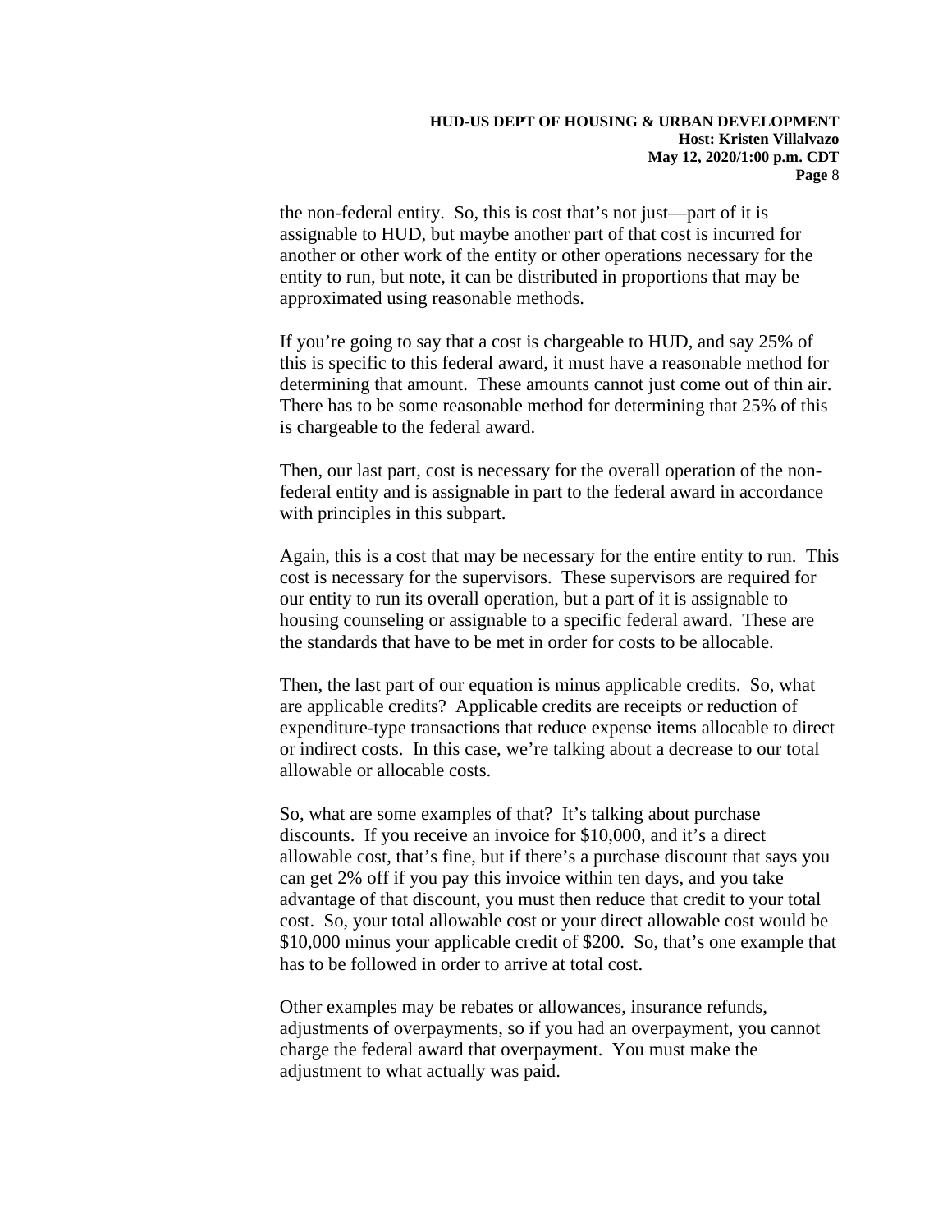the non-federal entity. So, this is cost that's not just—part of it is assignable to HUD, but maybe another part of that cost is incurred for another or other work of the entity or other operations necessary for the entity to run, but note, it can be distributed in proportions that may be approximated using reasonable methods.

If you're going to say that a cost is chargeable to HUD, and say 25% of this is specific to this federal award, it must have a reasonable method for determining that amount. These amounts cannot just come out of thin air. There has to be some reasonable method for determining that 25% of this is chargeable to the federal award.

Then, our last part, cost is necessary for the overall operation of the non-federal entity and is assignable in part to the federal award in accordance with principles in this subpart.

Again, this is a cost that may be necessary for the entire entity to run. This cost is necessary for the supervisors. These supervisors are required for our entity to run its overall operation, but a part of it is assignable to housing counseling or assignable to a specific federal award. These are the standards that have to be met in order for costs to be allocable.

Then, the last part of our equation is minus applicable credits. So, what are applicable credits? Applicable credits are receipts or reduction of expenditure-type transactions that reduce expense items allocable to direct or indirect costs. In this case, we're talking about a decrease to our total allowable or allocable costs.

So, what are some examples of that? It's talking about purchase discounts. If you receive an invoice for $10,000, and it's a direct allowable cost, that's fine, but if there's a purchase discount that says you can get 2% off if you pay this invoice within ten days, and you take advantage of that discount, you must then reduce that credit to your total cost. So, your total allowable cost or your direct allowable cost would be $10,000 minus your applicable credit of $200. So, that's one example that has to be followed in order to arrive at total cost.

Other examples may be rebates or allowances, insurance refunds, adjustments of overpayments, so if you had an overpayment, you cannot charge the federal award that overpayment. You must make the adjustment to what actually was paid.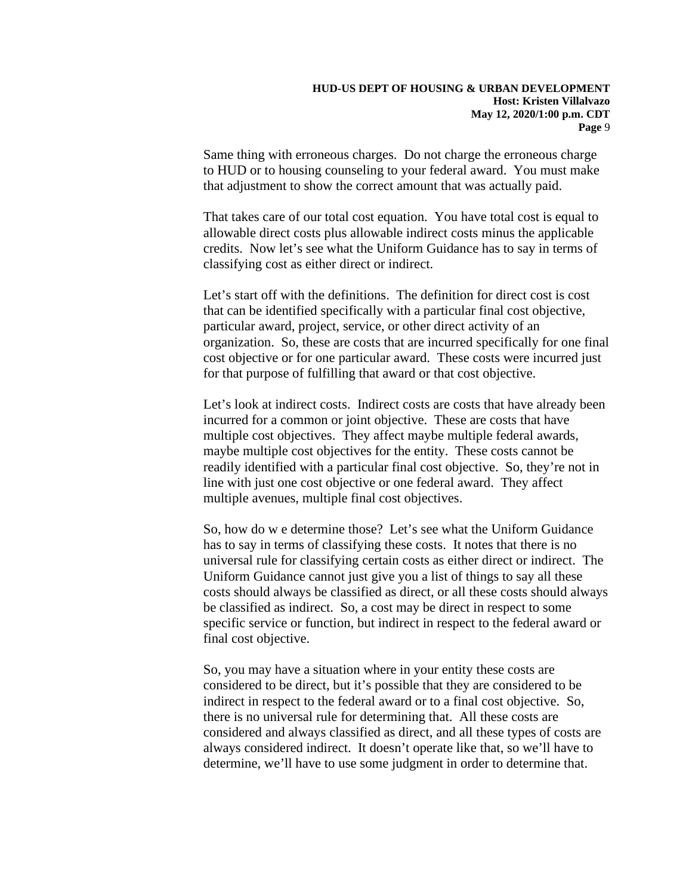Same thing with erroneous charges. Do not charge the erroneous charge to HUD or to housing counseling to your federal award. You must make that adjustment to show the correct amount that was actually paid.

That takes care of our total cost equation. You have total cost is equal to allowable direct costs plus allowable indirect costs minus the applicable credits. Now let's see what the Uniform Guidance has to say in terms of classifying cost as either direct or indirect.

Let's start off with the definitions. The definition for direct cost is cost that can be identified specifically with a particular final cost objective, particular award, project, service, or other direct activity of an organization. So, these are costs that are incurred specifically for one final cost objective or for one particular award. These costs were incurred just for that purpose of fulfilling that award or that cost objective.

Let's look at indirect costs. Indirect costs are costs that have already been incurred for a common or joint objective. These are costs that have multiple cost objectives. They affect maybe multiple federal awards, maybe multiple cost objectives for the entity. These costs cannot be readily identified with a particular final cost objective. So, they're not in line with just one cost objective or one federal award. They affect multiple avenues, multiple final cost objectives.

So, how do w e determine those? Let's see what the Uniform Guidance has to say in terms of classifying these costs. It notes that there is no universal rule for classifying certain costs as either direct or indirect. The Uniform Guidance cannot just give you a list of things to say all these costs should always be classified as direct, or all these costs should always be classified as indirect. So, a cost may be direct in respect to some specific service or function, but indirect in respect to the federal award or final cost objective.

So, you may have a situation where in your entity these costs are considered to be direct, but it's possible that they are considered to be indirect in respect to the federal award or to a final cost objective. So, there is no universal rule for determining that. All these costs are considered and always classified as direct, and all these types of costs are always considered indirect. It doesn't operate like that, so we'll have to determine, we'll have to use some judgment in order to determine that.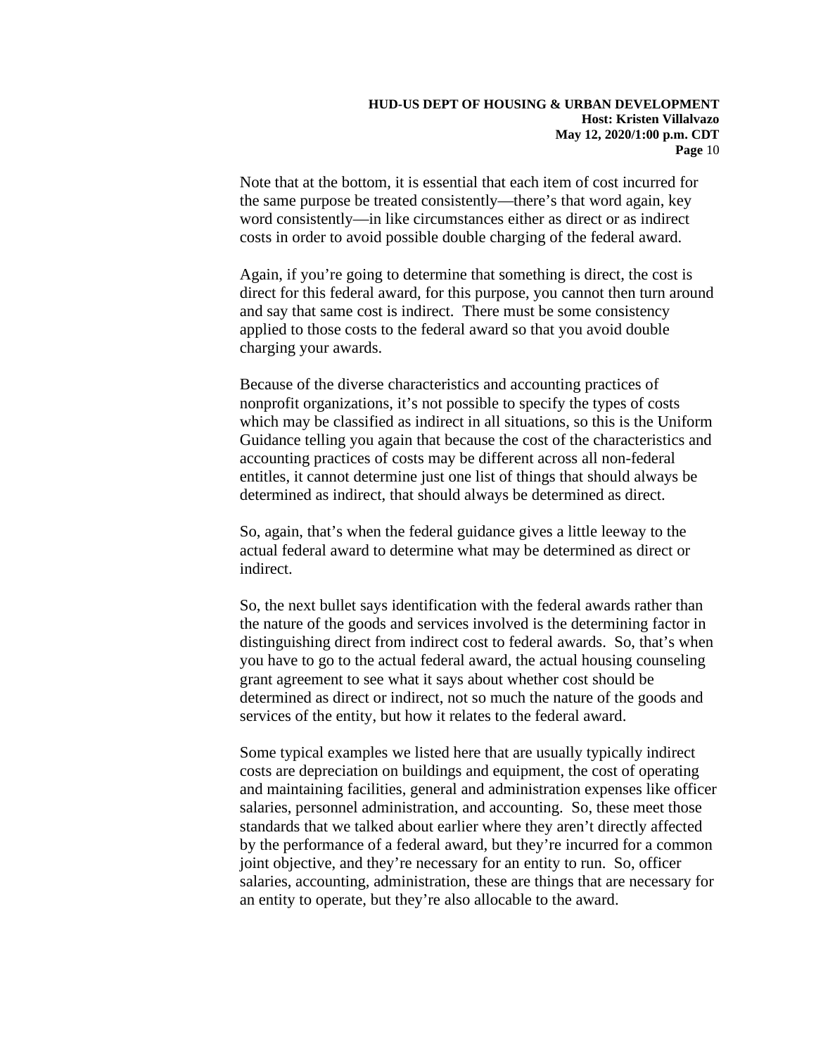Note that at the bottom, it is essential that each item of cost incurred for the same purpose be treated consistently—there's that word again, key word consistently—in like circumstances either as direct or as indirect costs in order to avoid possible double charging of the federal award.

Again, if you're going to determine that something is direct, the cost is direct for this federal award, for this purpose, you cannot then turn around and say that same cost is indirect. There must be some consistency applied to those costs to the federal award so that you avoid double charging your awards.

Because of the diverse characteristics and accounting practices of nonprofit organizations, it's not possible to specify the types of costs which may be classified as indirect in all situations, so this is the Uniform Guidance telling you again that because the cost of the characteristics and accounting practices of costs may be different across all non-federal entitles, it cannot determine just one list of things that should always be determined as indirect, that should always be determined as direct.

So, again, that's when the federal guidance gives a little leeway to the actual federal award to determine what may be determined as direct or indirect.

So, the next bullet says identification with the federal awards rather than the nature of the goods and services involved is the determining factor in distinguishing direct from indirect cost to federal awards. So, that's when you have to go to the actual federal award, the actual housing counseling grant agreement to see what it says about whether cost should be determined as direct or indirect, not so much the nature of the goods and services of the entity, but how it relates to the federal award.

Some typical examples we listed here that are usually typically indirect costs are depreciation on buildings and equipment, the cost of operating and maintaining facilities, general and administration expenses like officer salaries, personnel administration, and accounting. So, these meet those standards that we talked about earlier where they aren't directly affected by the performance of a federal award, but they're incurred for a common joint objective, and they're necessary for an entity to run. So, officer salaries, accounting, administration, these are things that are necessary for an entity to operate, but they're also allocable to the award.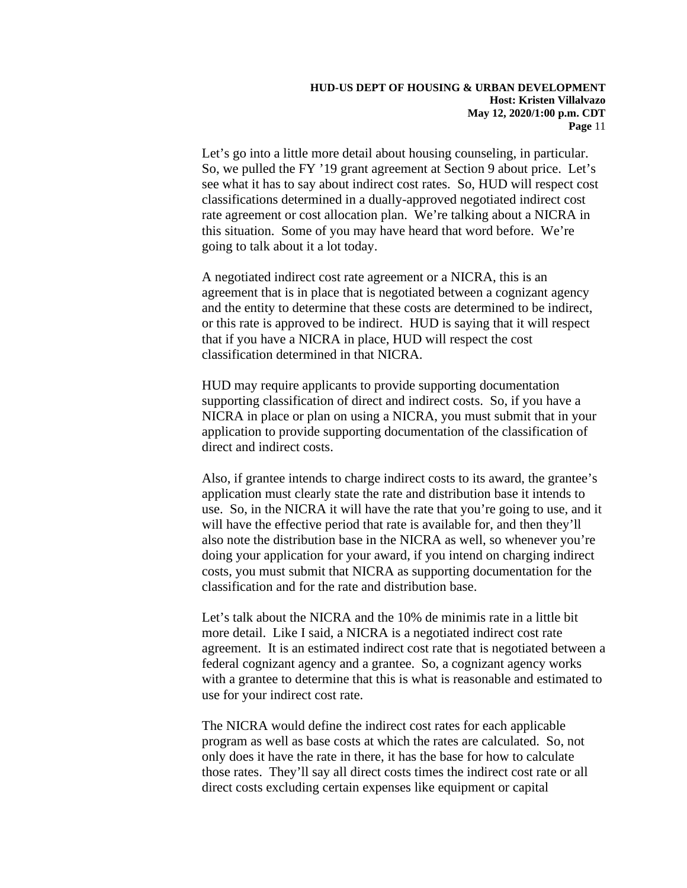Let's go into a little more detail about housing counseling, in particular. So, we pulled the FY '19 grant agreement at Section 9 about price. Let's see what it has to say about indirect cost rates. So, HUD will respect cost classifications determined in a dually-approved negotiated indirect cost rate agreement or cost allocation plan. We're talking about a NICRA in this situation. Some of you may have heard that word before. We're going to talk about it a lot today.

A negotiated indirect cost rate agreement or a NICRA, this is an agreement that is in place that is negotiated between a cognizant agency and the entity to determine that these costs are determined to be indirect, or this rate is approved to be indirect. HUD is saying that it will respect that if you have a NICRA in place, HUD will respect the cost classification determined in that NICRA.

HUD may require applicants to provide supporting documentation supporting classification of direct and indirect costs. So, if you have a NICRA in place or plan on using a NICRA, you must submit that in your application to provide supporting documentation of the classification of direct and indirect costs.

Also, if grantee intends to charge indirect costs to its award, the grantee's application must clearly state the rate and distribution base it intends to use. So, in the NICRA it will have the rate that you're going to use, and it will have the effective period that rate is available for, and then they'll also note the distribution base in the NICRA as well, so whenever you're doing your application for your award, if you intend on charging indirect costs, you must submit that NICRA as supporting documentation for the classification and for the rate and distribution base.

Let's talk about the NICRA and the 10% de minimis rate in a little bit more detail. Like I said, a NICRA is a negotiated indirect cost rate agreement. It is an estimated indirect cost rate that is negotiated between a federal cognizant agency and a grantee. So, a cognizant agency works with a grantee to determine that this is what is reasonable and estimated to use for your indirect cost rate.

The NICRA would define the indirect cost rates for each applicable program as well as base costs at which the rates are calculated. So, not only does it have the rate in there, it has the base for how to calculate those rates. They'll say all direct costs times the indirect cost rate or all direct costs excluding certain expenses like equipment or capital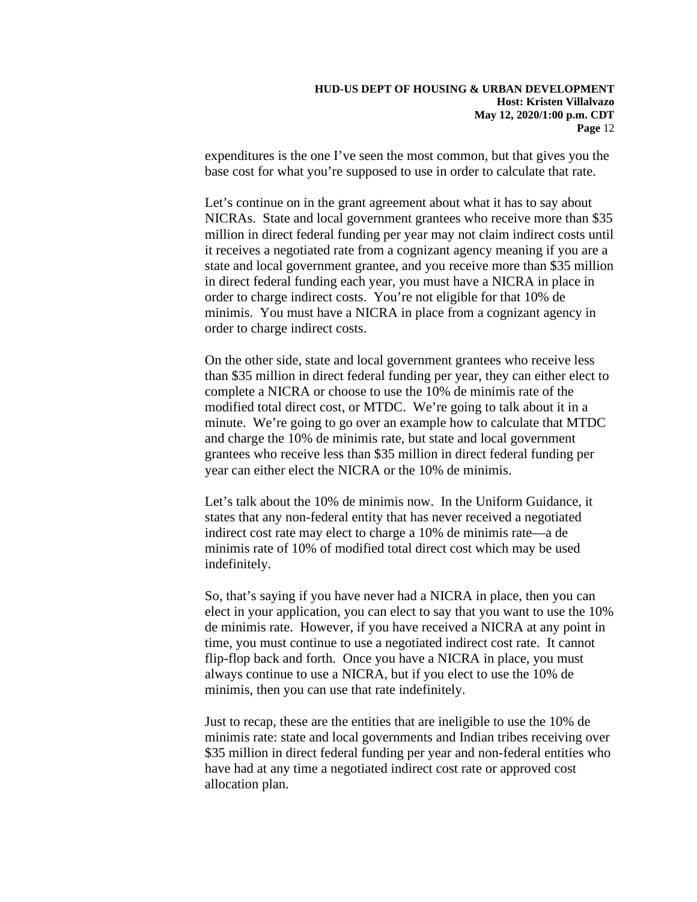expenditures is the one I've seen the most common, but that gives you the base cost for what you're supposed to use in order to calculate that rate.

Let's continue on in the grant agreement about what it has to say about NICRAs. State and local government grantees who receive more than $35 million in direct federal funding per year may not claim indirect costs until it receives a negotiated rate from a cognizant agency meaning if you are a state and local government grantee, and you receive more than $35 million in direct federal funding each year, you must have a NICRA in place in order to charge indirect costs. You're not eligible for that 10% de minimis. You must have a NICRA in place from a cognizant agency in order to charge indirect costs.

On the other side, state and local government grantees who receive less than $35 million in direct federal funding per year, they can either elect to complete a NICRA or choose to use the 10% de minimis rate of the modified total direct cost, or MTDC. We're going to talk about it in a minute. We're going to go over an example how to calculate that MTDC and charge the 10% de minimis rate, but state and local government grantees who receive less than $35 million in direct federal funding per year can either elect the NICRA or the 10% de minimis.

Let's talk about the 10% de minimis now. In the Uniform Guidance, it states that any non-federal entity that has never received a negotiated indirect cost rate may elect to charge a 10% de minimis rate—a de minimis rate of 10% of modified total direct cost which may be used indefinitely.

So, that's saying if you have never had a NICRA in place, then you can elect in your application, you can elect to say that you want to use the 10% de minimis rate. However, if you have received a NICRA at any point in time, you must continue to use a negotiated indirect cost rate. It cannot flip-flop back and forth. Once you have a NICRA in place, you must always continue to use a NICRA, but if you elect to use the 10% de minimis, then you can use that rate indefinitely.

Just to recap, these are the entities that are ineligible to use the 10% de minimis rate: state and local governments and Indian tribes receiving over $35 million in direct federal funding per year and non-federal entities who have had at any time a negotiated indirect cost rate or approved cost allocation plan.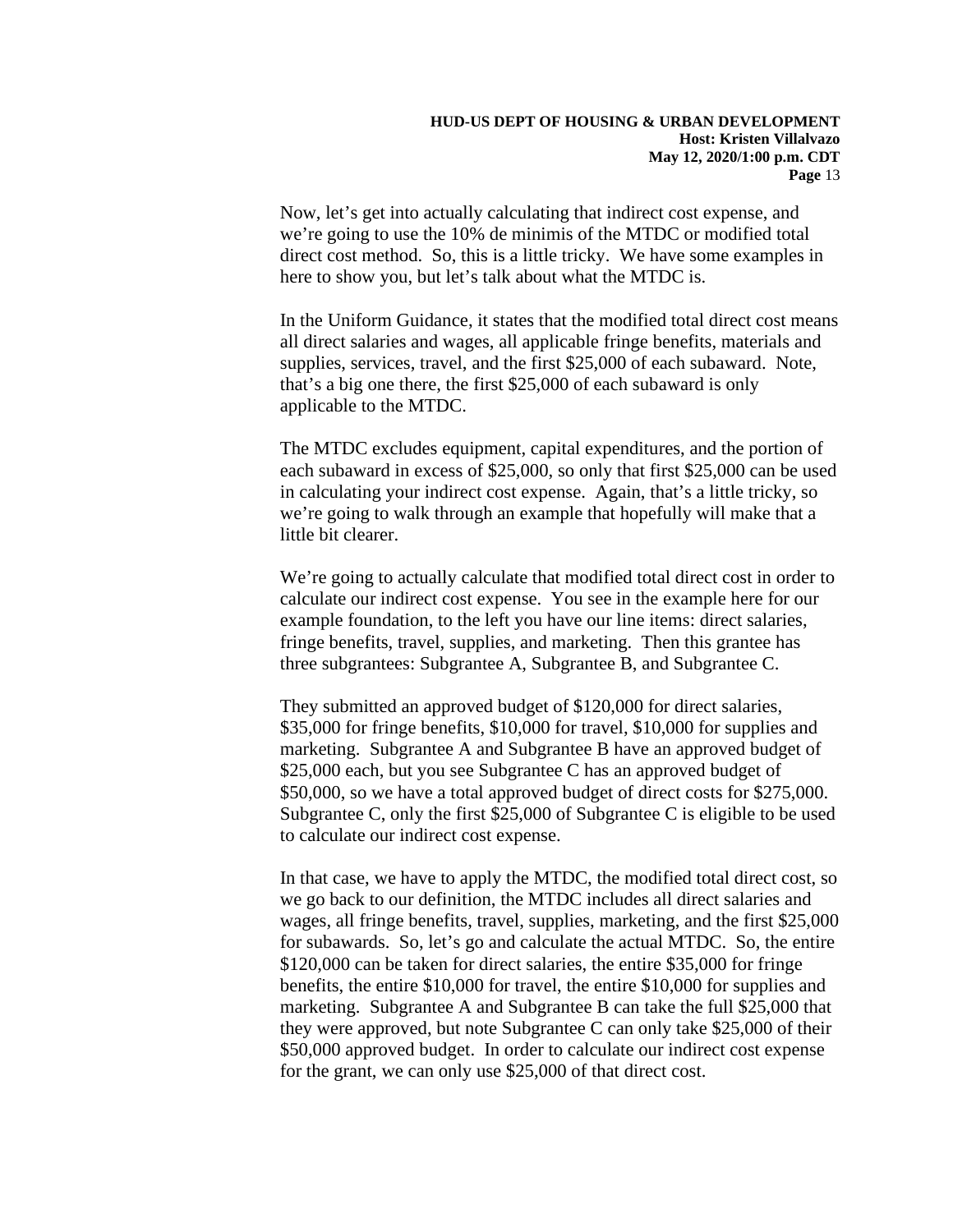Now, let's get into actually calculating that indirect cost expense, and we're going to use the 10% de minimis of the MTDC or modified total direct cost method. So, this is a little tricky. We have some examples in here to show you, but let's talk about what the MTDC is.

In the Uniform Guidance, it states that the modified total direct cost means all direct salaries and wages, all applicable fringe benefits, materials and supplies, services, travel, and the first $25,000 of each subaward. Note, that's a big one there, the first $25,000 of each subaward is only applicable to the MTDC.

The MTDC excludes equipment, capital expenditures, and the portion of each subaward in excess of $25,000, so only that first $25,000 can be used in calculating your indirect cost expense. Again, that's a little tricky, so we're going to walk through an example that hopefully will make that a little bit clearer.

We're going to actually calculate that modified total direct cost in order to calculate our indirect cost expense. You see in the example here for our example foundation, to the left you have our line items: direct salaries, fringe benefits, travel, supplies, and marketing. Then this grantee has three subgrantees: Subgrantee A, Subgrantee B, and Subgrantee C.

They submitted an approved budget of $120,000 for direct salaries, $35,000 for fringe benefits, $10,000 for travel, $10,000 for supplies and marketing. Subgrantee A and Subgrantee B have an approved budget of $25,000 each, but you see Subgrantee C has an approved budget of $50,000, so we have a total approved budget of direct costs for $275,000. Subgrantee C, only the first $25,000 of Subgrantee C is eligible to be used to calculate our indirect cost expense.

In that case, we have to apply the MTDC, the modified total direct cost, so we go back to our definition, the MTDC includes all direct salaries and wages, all fringe benefits, travel, supplies, marketing, and the first $25,000 for subawards. So, let's go and calculate the actual MTDC. So, the entire $120,000 can be taken for direct salaries, the entire $35,000 for fringe benefits, the entire $10,000 for travel, the entire $10,000 for supplies and marketing. Subgrantee A and Subgrantee B can take the full $25,000 that they were approved, but note Subgrantee C can only take $25,000 of their $50,000 approved budget. In order to calculate our indirect cost expense for the grant, we can only use $25,000 of that direct cost.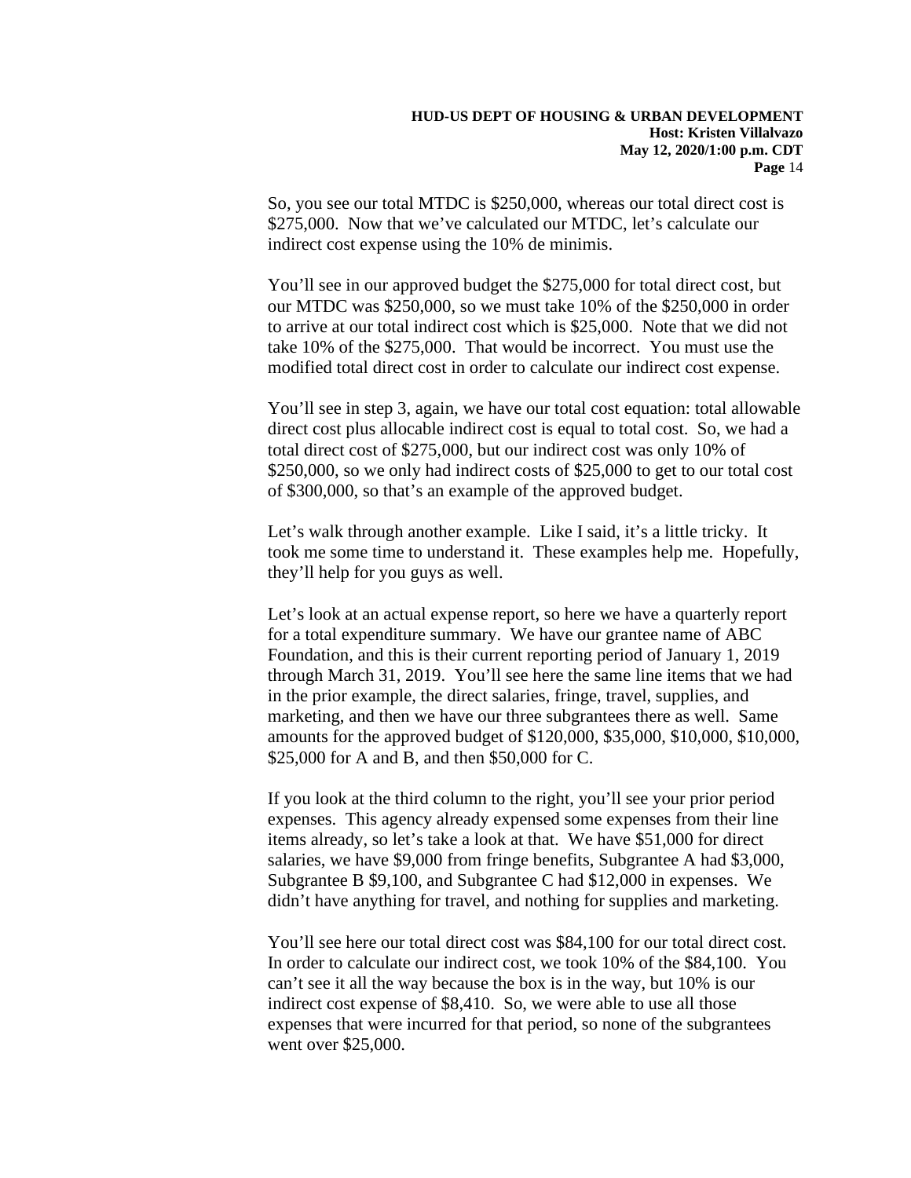So, you see our total MTDC is $250,000, whereas our total direct cost is $275,000. Now that we've calculated our MTDC, let's calculate our indirect cost expense using the 10% de minimis.

You'll see in our approved budget the $275,000 for total direct cost, but our MTDC was $250,000, so we must take 10% of the $250,000 in order to arrive at our total indirect cost which is $25,000. Note that we did not take 10% of the $275,000. That would be incorrect. You must use the modified total direct cost in order to calculate our indirect cost expense.

You'll see in step 3, again, we have our total cost equation: total allowable direct cost plus allocable indirect cost is equal to total cost. So, we had a total direct cost of $275,000, but our indirect cost was only 10% of $250,000, so we only had indirect costs of $25,000 to get to our total cost of $300,000, so that's an example of the approved budget.

Let's walk through another example. Like I said, it's a little tricky. It took me some time to understand it. These examples help me. Hopefully, they'll help for you guys as well.

Let's look at an actual expense report, so here we have a quarterly report for a total expenditure summary. We have our grantee name of ABC Foundation, and this is their current reporting period of January 1, 2019 through March 31, 2019. You'll see here the same line items that we had in the prior example, the direct salaries, fringe, travel, supplies, and marketing, and then we have our three subgrantees there as well. Same amounts for the approved budget of $120,000, $35,000, $10,000, $10,000, $25,000 for A and B, and then $50,000 for C.

If you look at the third column to the right, you'll see your prior period expenses. This agency already expensed some expenses from their line items already, so let's take a look at that. We have $51,000 for direct salaries, we have $9,000 from fringe benefits, Subgrantee A had $3,000, Subgrantee B $9,100, and Subgrantee C had $12,000 in expenses. We didn't have anything for travel, and nothing for supplies and marketing.

You'll see here our total direct cost was $84,100 for our total direct cost. In order to calculate our indirect cost, we took 10% of the $84,100. You can't see it all the way because the box is in the way, but 10% is our indirect cost expense of $8,410. So, we were able to use all those expenses that were incurred for that period, so none of the subgrantees went over $25,000.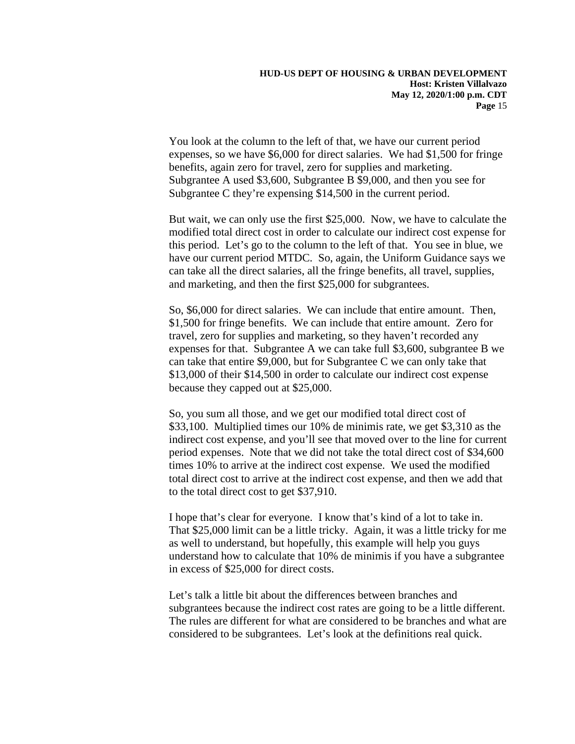You look at the column to the left of that, we have our current period expenses, so we have $6,000 for direct salaries. We had $1,500 for fringe benefits, again zero for travel, zero for supplies and marketing. Subgrantee A used $3,600, Subgrantee B $9,000, and then you see for Subgrantee C they're expensing $14,500 in the current period.

But wait, we can only use the first $25,000. Now, we have to calculate the modified total direct cost in order to calculate our indirect cost expense for this period. Let's go to the column to the left of that. You see in blue, we have our current period MTDC. So, again, the Uniform Guidance says we can take all the direct salaries, all the fringe benefits, all travel, supplies, and marketing, and then the first $25,000 for subgrantees.

So, $6,000 for direct salaries. We can include that entire amount. Then, $1,500 for fringe benefits. We can include that entire amount. Zero for travel, zero for supplies and marketing, so they haven't recorded any expenses for that. Subgrantee A we can take full $3,600, subgrantee B we can take that entire $9,000, but for Subgrantee C we can only take that $13,000 of their $14,500 in order to calculate our indirect cost expense because they capped out at $25,000.

So, you sum all those, and we get our modified total direct cost of $33,100. Multiplied times our 10% de minimis rate, we get $3,310 as the indirect cost expense, and you'll see that moved over to the line for current period expenses. Note that we did not take the total direct cost of $34,600 times 10% to arrive at the indirect cost expense. We used the modified total direct cost to arrive at the indirect cost expense, and then we add that to the total direct cost to get $37,910.

I hope that's clear for everyone. I know that's kind of a lot to take in. That $25,000 limit can be a little tricky. Again, it was a little tricky for me as well to understand, but hopefully, this example will help you guys understand how to calculate that 10% de minimis if you have a subgrantee in excess of $25,000 for direct costs.

Let's talk a little bit about the differences between branches and subgrantees because the indirect cost rates are going to be a little different. The rules are different for what are considered to be branches and what are considered to be subgrantees. Let's look at the definitions real quick.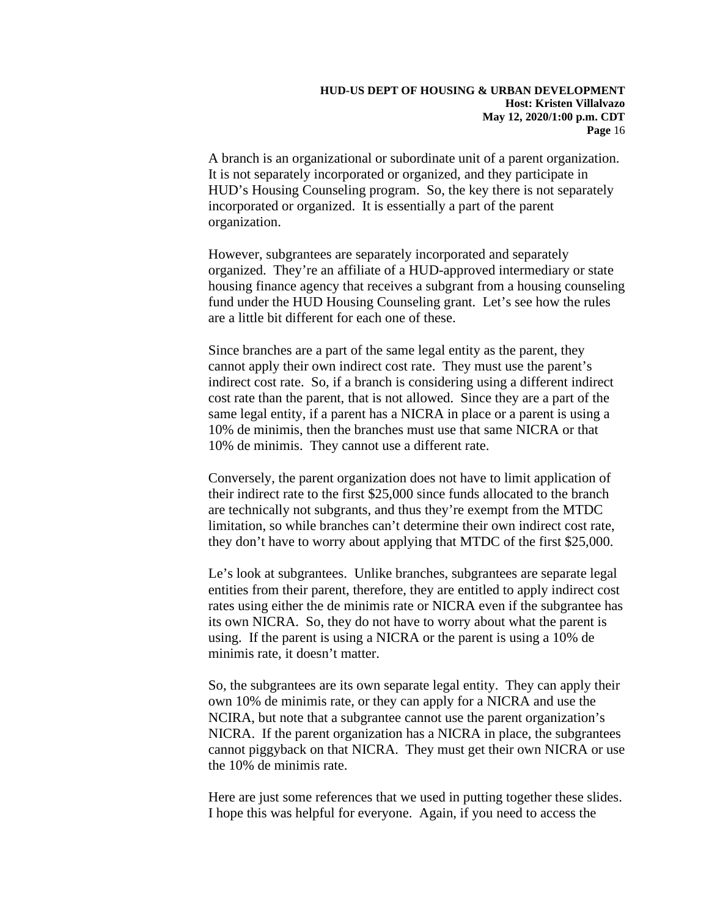A branch is an organizational or subordinate unit of a parent organization. It is not separately incorporated or organized, and they participate in HUD's Housing Counseling program. So, the key there is not separately incorporated or organized. It is essentially a part of the parent organization.

However, subgrantees are separately incorporated and separately organized. They're an affiliate of a HUD-approved intermediary or state housing finance agency that receives a subgrant from a housing counseling fund under the HUD Housing Counseling grant. Let's see how the rules are a little bit different for each one of these.

Since branches are a part of the same legal entity as the parent, they cannot apply their own indirect cost rate. They must use the parent's indirect cost rate. So, if a branch is considering using a different indirect cost rate than the parent, that is not allowed. Since they are a part of the same legal entity, if a parent has a NICRA in place or a parent is using a 10% de minimis, then the branches must use that same NICRA or that 10% de minimis. They cannot use a different rate.

Conversely, the parent organization does not have to limit application of their indirect rate to the first $25,000 since funds allocated to the branch are technically not subgrants, and thus they're exempt from the MTDC limitation, so while branches can't determine their own indirect cost rate, they don't have to worry about applying that MTDC of the first $25,000.

Le's look at subgrantees. Unlike branches, subgrantees are separate legal entities from their parent, therefore, they are entitled to apply indirect cost rates using either the de minimis rate or NICRA even if the subgrantee has its own NICRA. So, they do not have to worry about what the parent is using. If the parent is using a NICRA or the parent is using a 10% de minimis rate, it doesn't matter.

So, the subgrantees are its own separate legal entity. They can apply their own 10% de minimis rate, or they can apply for a NICRA and use the NCIRA, but note that a subgrantee cannot use the parent organization's NICRA. If the parent organization has a NICRA in place, the subgrantees cannot piggyback on that NICRA. They must get their own NICRA or use the 10% de minimis rate.

Here are just some references that we used in putting together these slides. I hope this was helpful for everyone. Again, if you need to access the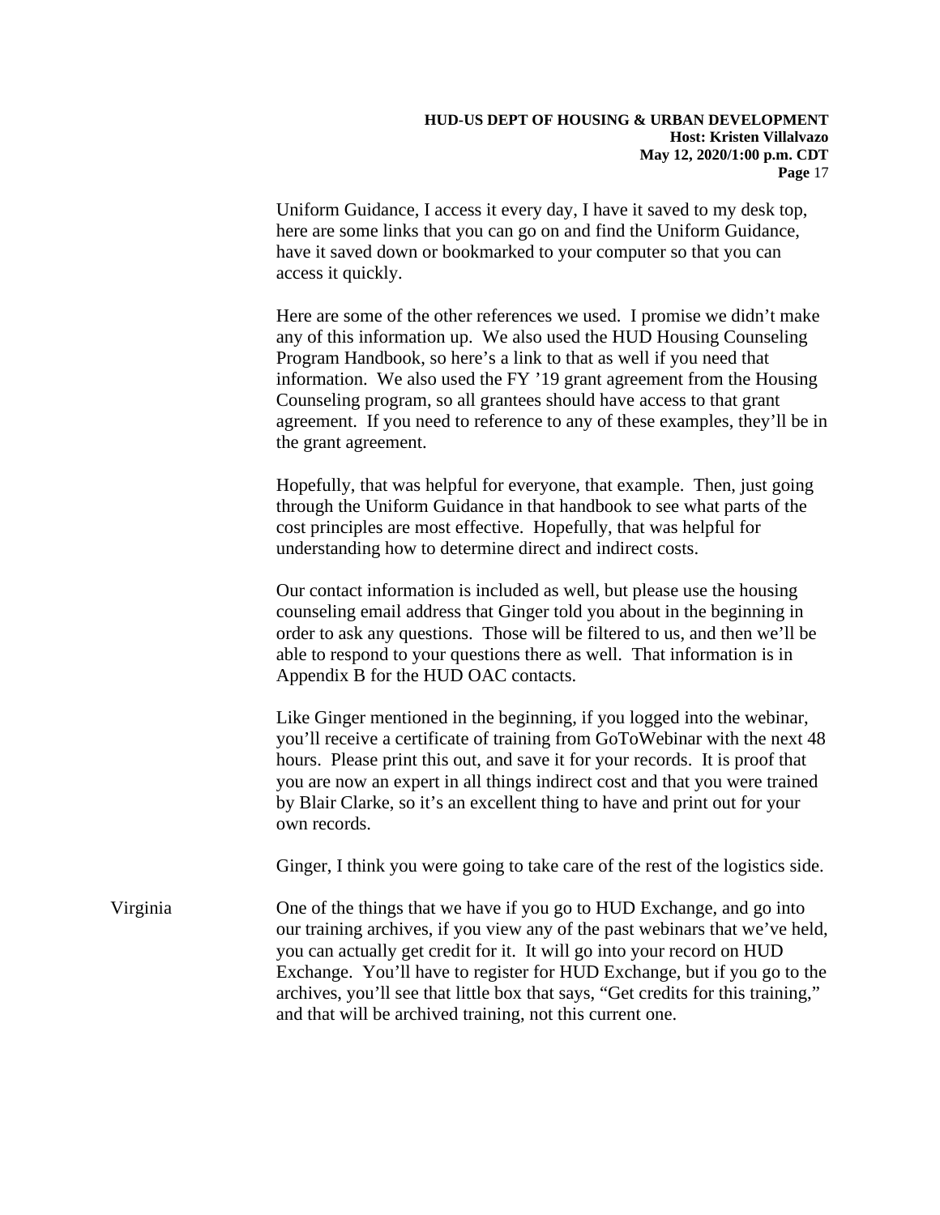Uniform Guidance, I access it every day, I have it saved to my desk top, here are some links that you can go on and find the Uniform Guidance, have it saved down or bookmarked to your computer so that you can access it quickly.

Here are some of the other references we used. I promise we didn't make any of this information up. We also used the HUD Housing Counseling Program Handbook, so here's a link to that as well if you need that information. We also used the FY '19 grant agreement from the Housing Counseling program, so all grantees should have access to that grant agreement. If you need to reference to any of these examples, they'll be in the grant agreement.

Hopefully, that was helpful for everyone, that example. Then, just going through the Uniform Guidance in that handbook to see what parts of the cost principles are most effective. Hopefully, that was helpful for understanding how to determine direct and indirect costs.

Our contact information is included as well, but please use the housing counseling email address that Ginger told you about in the beginning in order to ask any questions. Those will be filtered to us, and then we'll be able to respond to your questions there as well. That information is in Appendix B for the HUD OAC contacts.

Like Ginger mentioned in the beginning, if you logged into the webinar, you'll receive a certificate of training from GoToWebinar with the next 48 hours. Please print this out, and save it for your records. It is proof that you are now an expert in all things indirect cost and that you were trained by Blair Clarke, so it's an excellent thing to have and print out for your own records.

Ginger, I think you were going to take care of the rest of the logistics side.

Virginia One of the things that we have if you go to HUD Exchange, and go into our training archives, if you view any of the past webinars that we've held, you can actually get credit for it. It will go into your record on HUD Exchange. You'll have to register for HUD Exchange, but if you go to the archives, you'll see that little box that says, "Get credits for this training," and that will be archived training, not this current one.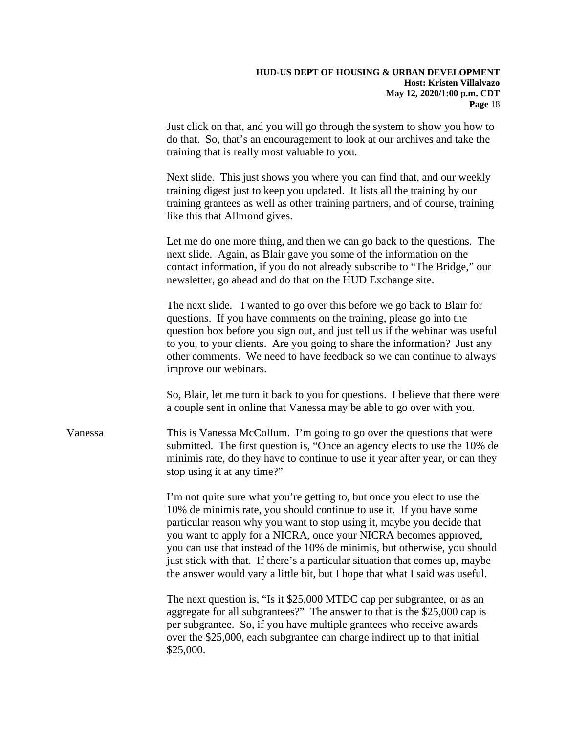Just click on that, and you will go through the system to show you how to do that. So, that's an encouragement to look at our archives and take the training that is really most valuable to you.

Next slide. This just shows you where you can find that, and our weekly training digest just to keep you updated. It lists all the training by our training grantees as well as other training partners, and of course, training like this that Allmond gives.

Let me do one more thing, and then we can go back to the questions. The next slide. Again, as Blair gave you some of the information on the contact information, if you do not already subscribe to "The Bridge," our newsletter, go ahead and do that on the HUD Exchange site.

The next slide. I wanted to go over this before we go back to Blair for questions. If you have comments on the training, please go into the question box before you sign out, and just tell us if the webinar was useful to you, to your clients. Are you going to share the information? Just any other comments. We need to have feedback so we can continue to always improve our webinars.

So, Blair, let me turn it back to you for questions. I believe that there were a couple sent in online that Vanessa may be able to go over with you.

Vanessa: This is Vanessa McCollum. I'm going to go over the questions that were submitted. The first question is, "Once an agency elects to use the 10% de minimis rate, do they have to continue to use it year after year, or can they stop using it at any time?"

I'm not quite sure what you're getting to, but once you elect to use the 10% de minimis rate, you should continue to use it. If you have some particular reason why you want to stop using it, maybe you decide that you want to apply for a NICRA, once your NICRA becomes approved, you can use that instead of the 10% de minimis, but otherwise, you should just stick with that. If there's a particular situation that comes up, maybe the answer would vary a little bit, but I hope that what I said was useful.

The next question is, "Is it $25,000 MTDC cap per subgrantee, or as an aggregate for all subgrantees?" The answer to that is the $25,000 cap is per subgrantee. So, if you have multiple grantees who receive awards over the $25,000, each subgrantee can charge indirect up to that initial $25,000.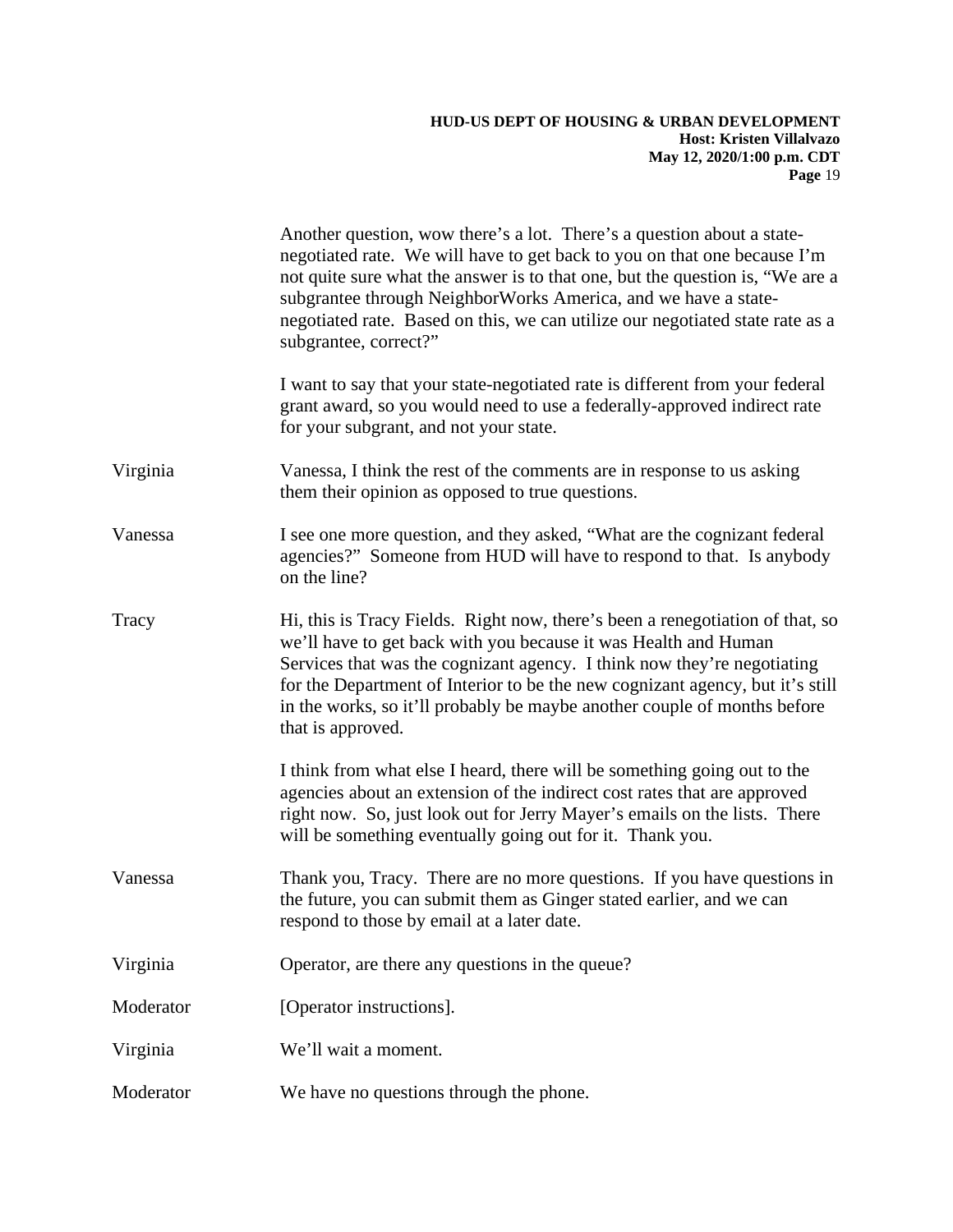Another question, wow there's a lot. There's a question about a state-negotiated rate. We will have to get back to you on that one because I'm not quite sure what the answer is to that one, but the question is, "We are a subgrantee through NeighborWorks America, and we have a state-negotiated rate. Based on this, we can utilize our negotiated state rate as a subgrantee, correct?"

I want to say that your state-negotiated rate is different from your federal grant award, so you would need to use a federally-approved indirect rate for your subgrant, and not your state.

Virginia: Vanessa, I think the rest of the comments are in response to us asking them their opinion as opposed to true questions.

Vanessa: I see one more question, and they asked, "What are the cognizant federal agencies?" Someone from HUD will have to respond to that. Is anybody on the line?

Tracy: Hi, this is Tracy Fields. Right now, there's been a renegotiation of that, so we'll have to get back with you because it was Health and Human Services that was the cognizant agency. I think now they're negotiating for the Department of Interior to be the new cognizant agency, but it's still in the works, so it'll probably be maybe another couple of months before that is approved.

I think from what else I heard, there will be something going out to the agencies about an extension of the indirect cost rates that are approved right now. So, just look out for Jerry Mayer's emails on the lists. There will be something eventually going out for it. Thank you.

Vanessa: Thank you, Tracy. There are no more questions. If you have questions in the future, you can submit them as Ginger stated earlier, and we can respond to those by email at a later date.

Virginia: Operator, are there any questions in the queue?

Moderator: [Operator instructions].

Virginia: We'll wait a moment.

Moderator: We have no questions through the phone.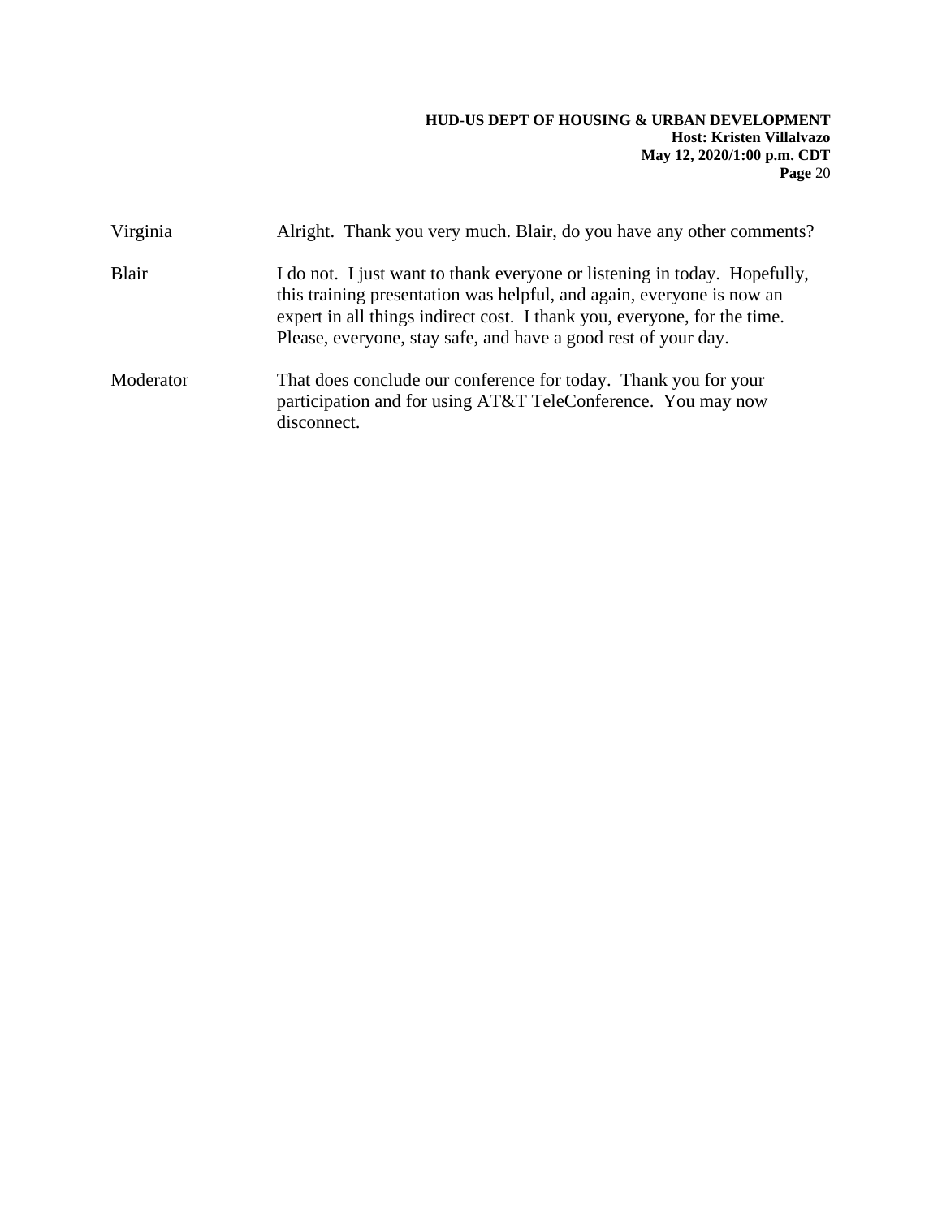Virginia Alright. Thank you very much. Blair, do you have any other comments?

Blair I do not. I just want to thank everyone or listening in today. Hopefully, this training presentation was helpful, and again, everyone is now an expert in all things indirect cost. I thank you, everyone, for the time. Please, everyone, stay safe, and have a good rest of your day.

Moderator That does conclude our conference for today. Thank you for your participation and for using AT&T TeleConference. You may now disconnect.